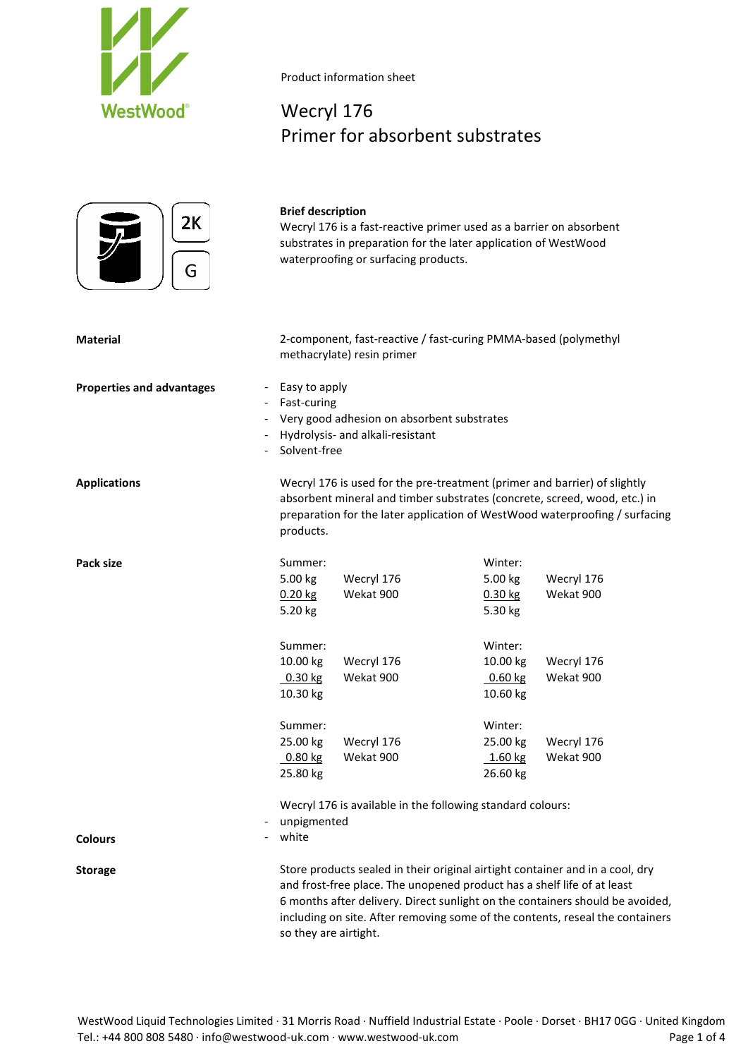Product information sheet

# Wecryl 176
# Primer for absorbent substrates

2K

G

**Brief description**

Wecryl 176 is a fast-reactive primer used as a barrier on absorbent substrates in preparation for the later application of WestWood waterproofing or surfacing products.

**Material**

2-component, fast-reactive / fast-curing PMMA-based (polymethyl methacrylate) resin primer

**Properties and advantages**

- Easy to apply
- Fast-curing
- Very good adhesion on absorbent substrates
- Hydrolysis- and alkali-resistant
- Solvent-free

**Applications**

Wecryl 176 is used for the pre-treatment (primer and barrier) of slightly absorbent mineral and timber substrates (concrete, screed, wood, etc.) in preparation for the later application of WestWood waterproofing / surfacing products.

**Pack size**

| Summer: | | Winter: | |
|---|---|---|---|
| 5.00 kg | Wecryl 176 | 5.00 kg | Wecryl 176 |
| 0.20 kg | Wekat 900 | 0.30 kg | Wekat 900 |
| 5.20 kg | | 5.30 kg | |
| Summer: | | Winter: | |
| 10.00 kg | Wecryl 176 | 10.00 kg | Wecryl 176 |
| 0.30 kg | Wekat 900 | 0.60 kg | Wekat 900 |
| 10.30 kg | | 10.60 kg | |
| Summer: | | Winter: | |
| 25.00 kg | Wecryl 176 | 25.00 kg | Wecryl 176 |
| 0.80 kg | Wekat 900 | 1.60 kg | Wekat 900 |
| 25.80 kg | | 26.60 kg | |

**Colours**

Wecryl 176 is available in the following standard colours:

- unpigmented
- white

**Storage**

Store products sealed in their original airtight container and in a cool, dry and frost-free place. The unopened product has a shelf life of at least 6 months after delivery. Direct sunlight on the containers should be avoided, including on site. After removing some of the contents, reseal the containers so they are airtight.

WestWood Liquid Technologies Limited · 31 Morris Road · Nuffield Industrial Estate · Poole · Dorset · BH17 0GG · United Kingdom
Tel.: +44 800 808 5480 · info@westwood-uk.com · www.westwood-uk.com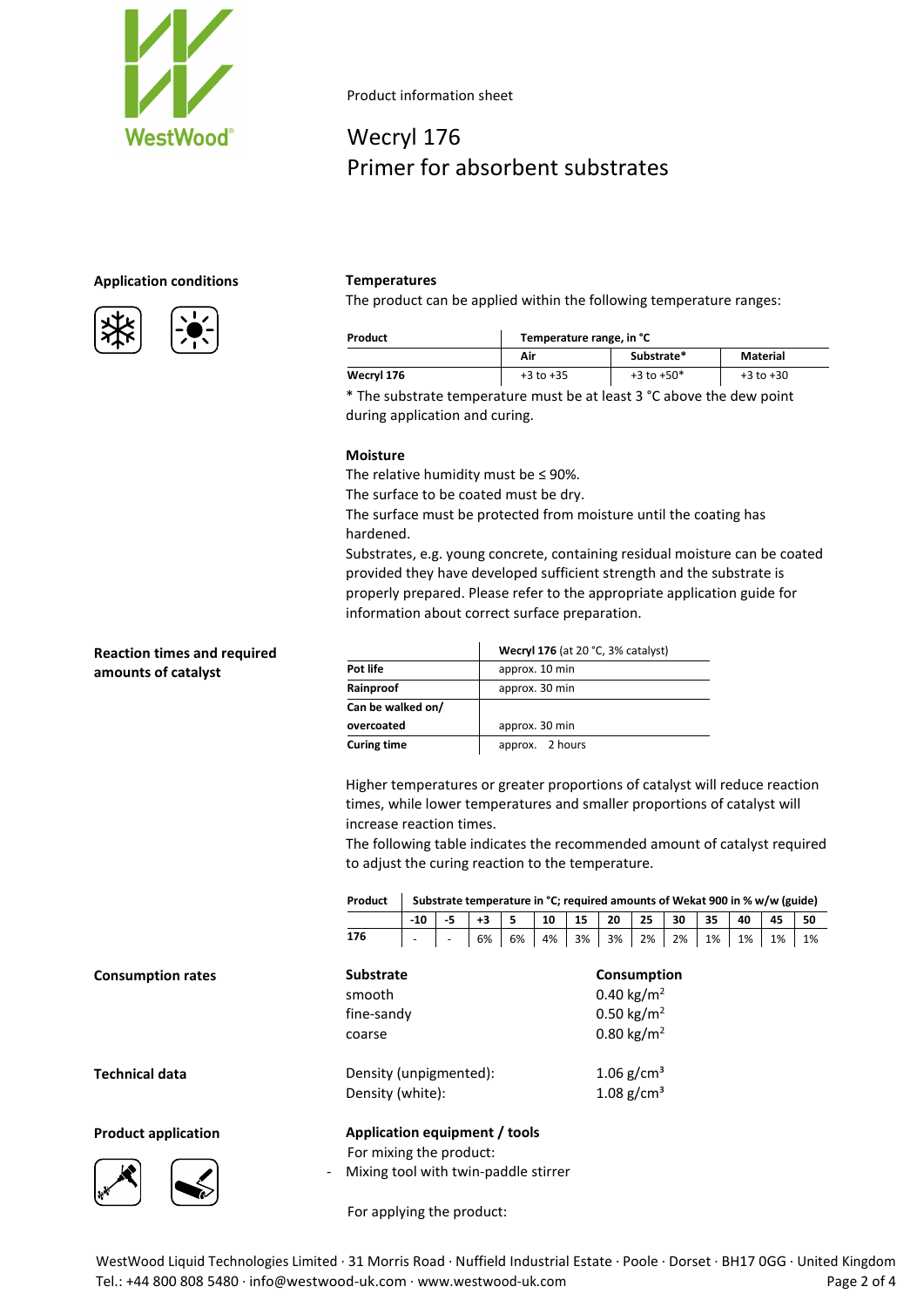Product information sheet

# Wecryl 176
# Primer for absorbent substrates

## Application conditions

### Temperatures

The product can be applied within the following temperature ranges:

| Product | Temperature range, in °C | | |
|---|---|---|---|
| | Air | Substrate* | Material |
| **Wecryl 176** | +3 to +35 | +3 to +50* | +3 to +30 |

* The substrate temperature must be at least 3 °C above the dew point during application and curing.

### Moisture

The relative humidity must be ≤ 90%.
The surface to be coated must be dry.
The surface must be protected from moisture until the coating has hardened.
Substrates, e.g. young concrete, containing residual moisture can be coated provided they have developed sufficient strength and the substrate is properly prepared. Please refer to the appropriate application guide for information about correct surface preparation.

## Reaction times and required amounts of catalyst

| | **Wecryl 176** (at 20 °C, 3% catalyst) |
|---|---|
| **Pot life** | approx. 10 min |
| **Rainproof** | approx. 30 min |
| **Can be walked on/ overcoated** | approx. 30 min |
| **Curing time** | approx. 2 hours |

Higher temperatures or greater proportions of catalyst will reduce reaction times, while lower temperatures and smaller proportions of catalyst will increase reaction times.
The following table indicates the recommended amount of catalyst required to adjust the curing reaction to the temperature.

| Product | Substrate temperature in °C; required amounts of Wekat 900 in % w/w (guide) | | | | | | | | | | | | |
|---|---|---|---|---|---|---|---|---|---|---|---|---|---|
| | -10 | -5 | +3 | 5 | 10 | 15 | 20 | 25 | 30 | 35 | 40 | 45 | 50 |
| **176** | - | - | 6% | 6% | 4% | 3% | 3% | 2% | 2% | 1% | 1% | 1% | 1% |

## Consumption rates

| Substrate | Consumption |
|---|---|
| smooth | 0.40 kg/m$^2$ |
| fine-sandy | 0.50 kg/m$^2$ |
| coarse | 0.80 kg/m$^2$ |

## Technical data

| | |
|---|---|
| Density (unpigmented): | 1.06 g/cm$^3$ |
| Density (white): | 1.08 g/cm$^3$ |

## Product application

### Application equipment / tools

For mixing the product:

- Mixing tool with twin-paddle stirrer

For applying the product:

WestWood Liquid Technologies Limited · 31 Morris Road · Nuffield Industrial Estate · Poole · Dorset · BH17 0GG · United Kingdom
Tel.: +44 800 808 5480 · info@westwood-uk.com · www.westwood-uk.com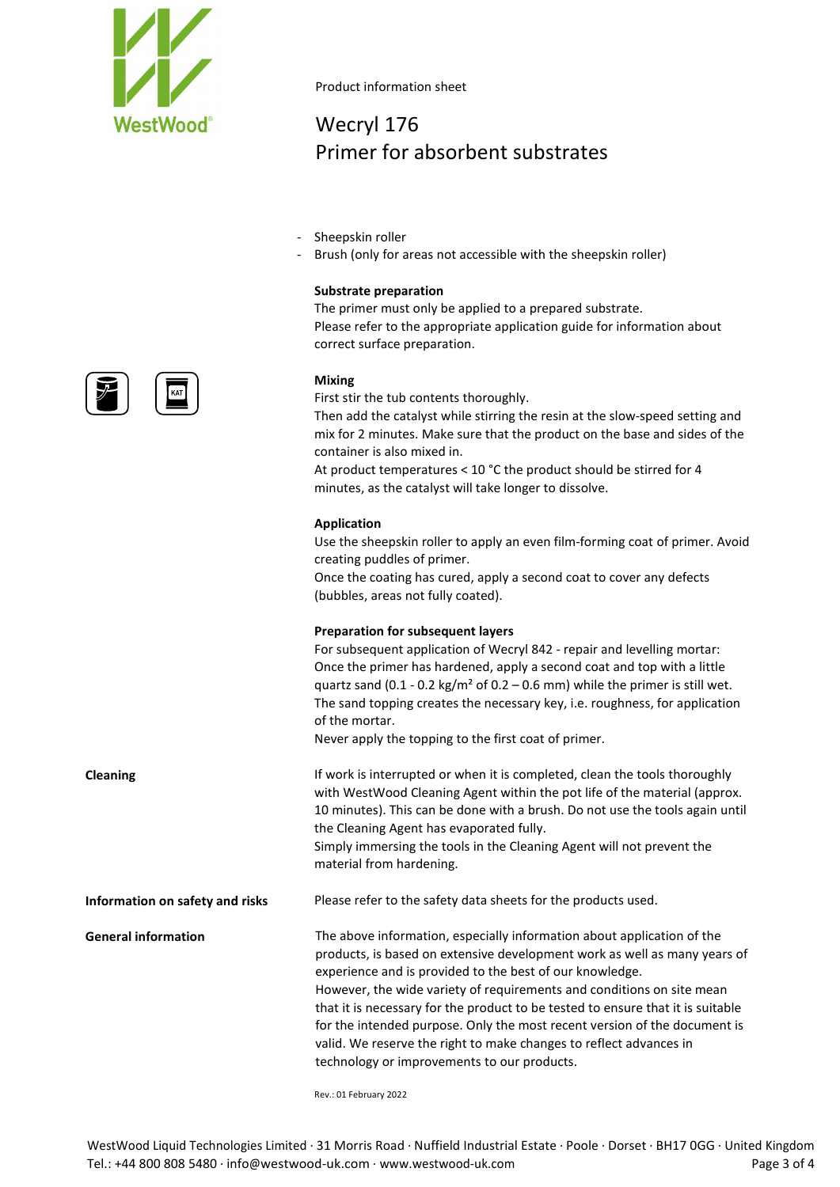- Sheepskin roller
- Brush (only for areas not accessible with the sheepskin roller)

**Substrate preparation**

The primer must only be applied to a prepared substrate.
Please refer to the appropriate application guide for information about correct surface preparation.

**Mixing**

First stir the tub contents thoroughly.
Then add the catalyst while stirring the resin at the slow-speed setting and mix for 2 minutes. Make sure that the product on the base and sides of the container is also mixed in.
At product temperatures < 10 °C the product should be stirred for 4 minutes, as the catalyst will take longer to dissolve.

**Application**

Use the sheepskin roller to apply an even film-forming coat of primer. Avoid creating puddles of primer.
Once the coating has cured, apply a second coat to cover any defects (bubbles, areas not fully coated).

**Preparation for subsequent layers**

For subsequent application of Wecryl 842 - repair and levelling mortar: Once the primer has hardened, apply a second coat and top with a little quartz sand (0.1 - 0.2 kg/m² of 0.2 – 0.6 mm) while the primer is still wet. The sand topping creates the necessary key, i.e. roughness, for application of the mortar.
Never apply the topping to the first coat of primer.

**Cleaning**

If work is interrupted or when it is completed, clean the tools thoroughly with WestWood Cleaning Agent within the pot life of the material (approx. 10 minutes). This can be done with a brush. Do not use the tools again until the Cleaning Agent has evaporated fully.
Simply immersing the tools in the Cleaning Agent will not prevent the material from hardening.

**Information on safety and risks**

Please refer to the safety data sheets for the products used.

**General information**

The above information, especially information about application of the products, is based on extensive development work as well as many years of experience and is provided to the best of our knowledge.
However, the wide variety of requirements and conditions on site mean that it is necessary for the product to be tested to ensure that it is suitable for the intended purpose. Only the most recent version of the document is valid. We reserve the right to make changes to reflect advances in technology or improvements to our products.

Rev.: 01 February 2022